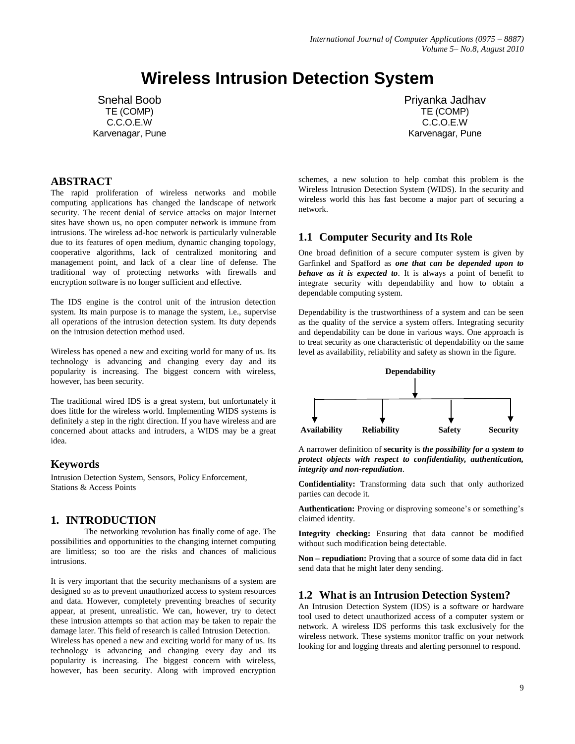# Wireless Intrusion Detection System

Snehal Boob
TE (COMP)
C.C.O.E.W
Karvenagar, Pune

Priyanka Jadhav
TE (COMP)
C.C.O.E.W
Karvenagar, Pune

## ABSTRACT

The rapid proliferation of wireless networks and mobile computing applications has changed the landscape of network security. The recent denial of service attacks on major Internet sites have shown us, no open computer network is immune from intrusions. The wireless ad-hoc network is particularly vulnerable due to its features of open medium, dynamic changing topology, cooperative algorithms, lack of centralized monitoring and management point, and lack of a clear line of defense. The traditional way of protecting networks with firewalls and encryption software is no longer sufficient and effective.

The IDS engine is the control unit of the intrusion detection system. Its main purpose is to manage the system, i.e., supervise all operations of the intrusion detection system. Its duty depends on the intrusion detection method used.

Wireless has opened a new and exciting world for many of us. Its technology is advancing and changing every day and its popularity is increasing. The biggest concern with wireless, however, has been security.

The traditional wired IDS is a great system, but unfortunately it does little for the wireless world. Implementing WIDS systems is definitely a step in the right direction. If you have wireless and are concerned about attacks and intruders, a WIDS may be a great idea.

## Keywords

Intrusion Detection System, Sensors, Policy Enforcement, Stations & Access Points

## 1. INTRODUCTION

The networking revolution has finally come of age. The possibilities and opportunities to the changing internet computing are limitless; so too are the risks and chances of malicious intrusions.

It is very important that the security mechanisms of a system are designed so as to prevent unauthorized access to system resources and data. However, completely preventing breaches of security appear, at present, unrealistic. We can, however, try to detect these intrusion attempts so that action may be taken to repair the damage later. This field of research is called Intrusion Detection.
Wireless has opened a new and exciting world for many of us. Its technology is advancing and changing every day and its popularity is increasing. The biggest concern with wireless, however, has been security. Along with improved encryption schemes, a new solution to help combat this problem is the Wireless Intrusion Detection System (WIDS). In the security and wireless world this has fast become a major part of securing a network.

### 1.1 Computer Security and Its Role

One broad definition of a secure computer system is given by Garfinkel and Spafford as ***one that can be depended upon to behave as it is expected to***. It is always a point of benefit to integrate security with dependability and how to obtain a dependable computing system.

Dependability is the trustworthiness of a system and can be seen as the quality of the service a system offers. Integrating security and dependability can be done in various ways. One approach is to treat security as one characteristic of dependability on the same level as availability, reliability and safety as shown in the figure.

**Dependability**

**Availability** | **Reliability** | **Safety** | **Security**

A narrower definition of **security** is ***the possibility for a system to protect objects with respect to confidentiality, authentication, integrity and non-repudiation***.

**Confidentiality:** Transforming data such that only authorized parties can decode it.

**Authentication:** Proving or disproving someone's or something's claimed identity.

**Integrity checking:** Ensuring that data cannot be modified without such modification being detectable.

**Non – repudiation:** Proving that a source of some data did in fact send data that he might later deny sending.

### 1.2 What is an Intrusion Detection System?

An Intrusion Detection System (IDS) is a software or hardware tool used to detect unauthorized access of a computer system or network. A wireless IDS performs this task exclusively for the wireless network. These systems monitor traffic on your network looking for and logging threats and alerting personnel to respond.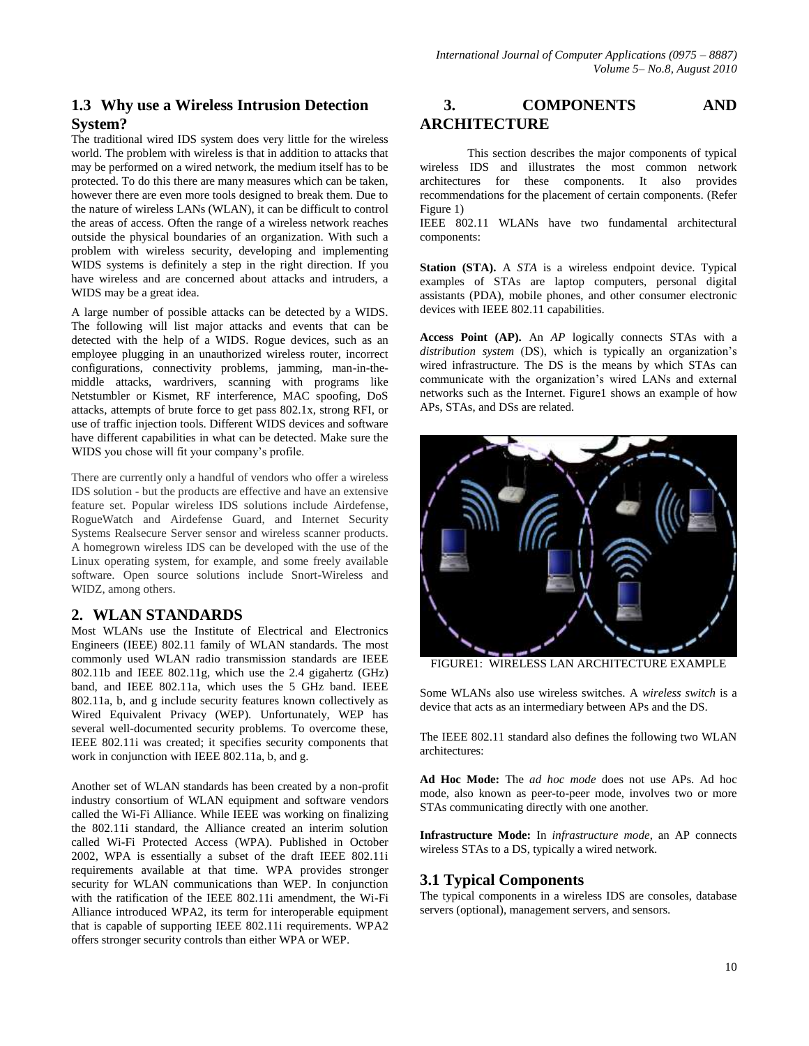## 1.3 Why use a Wireless Intrusion Detection System?

The traditional wired IDS system does very little for the wireless world. The problem with wireless is that in addition to attacks that may be performed on a wired network, the medium itself has to be protected. To do this there are many measures which can be taken, however there are even more tools designed to break them. Due to the nature of wireless LANs (WLAN), it can be difficult to control the areas of access. Often the range of a wireless network reaches outside the physical boundaries of an organization. With such a problem with wireless security, developing and implementing WIDS systems is definitely a step in the right direction. If you have wireless and are concerned about attacks and intruders, a WIDS may be a great idea.

A large number of possible attacks can be detected by a WIDS. The following will list major attacks and events that can be detected with the help of a WIDS. Rogue devices, such as an employee plugging in an unauthorized wireless router, incorrect configurations, connectivity problems, jamming, man-in-the-middle attacks, wardrivers, scanning with programs like Netstumbler or Kismet, RF interference, MAC spoofing, DoS attacks, attempts of brute force to get pass 802.1x, strong RFI, or use of traffic injection tools. Different WIDS devices and software have different capabilities in what can be detected. Make sure the WIDS you chose will fit your company's profile.

There are currently only a handful of vendors who offer a wireless IDS solution - but the products are effective and have an extensive feature set. Popular wireless IDS solutions include Airdefense, RogueWatch and Airdefense Guard, and Internet Security Systems Realsecure Server sensor and wireless scanner products. A homegrown wireless IDS can be developed with the use of the Linux operating system, for example, and some freely available software. Open source solutions include Snort-Wireless and WIDZ, among others.

## 2. WLAN STANDARDS

Most WLANs use the Institute of Electrical and Electronics Engineers (IEEE) 802.11 family of WLAN standards. The most commonly used WLAN radio transmission standards are IEEE 802.11b and IEEE 802.11g, which use the 2.4 gigahertz (GHz) band, and IEEE 802.11a, which uses the 5 GHz band. IEEE 802.11a, b, and g include security features known collectively as Wired Equivalent Privacy (WEP). Unfortunately, WEP has several well-documented security problems. To overcome these, IEEE 802.11i was created; it specifies security components that work in conjunction with IEEE 802.11a, b, and g.

Another set of WLAN standards has been created by a non-profit industry consortium of WLAN equipment and software vendors called the Wi-Fi Alliance. While IEEE was working on finalizing the 802.11i standard, the Alliance created an interim solution called Wi-Fi Protected Access (WPA). Published in October 2002, WPA is essentially a subset of the draft IEEE 802.11i requirements available at that time. WPA provides stronger security for WLAN communications than WEP. In conjunction with the ratification of the IEEE 802.11i amendment, the Wi-Fi Alliance introduced WPA2, its term for interoperable equipment that is capable of supporting IEEE 802.11i requirements. WPA2 offers stronger security controls than either WPA or WEP.

## 3. COMPONENTS AND ARCHITECTURE

This section describes the major components of typical wireless IDS and illustrates the most common network architectures for these components. It also provides recommendations for the placement of certain components. (Refer Figure 1)

IEEE 802.11 WLANs have two fundamental architectural components:

**Station (STA).** A *STA* is a wireless endpoint device. Typical examples of STAs are laptop computers, personal digital assistants (PDA), mobile phones, and other consumer electronic devices with IEEE 802.11 capabilities.

**Access Point (AP).** An *AP* logically connects STAs with a *distribution system* (DS), which is typically an organization's wired infrastructure. The DS is the means by which STAs can communicate with the organization's wired LANs and external networks such as the Internet. Figure1 shows an example of how APs, STAs, and DSs are related.

FIGURE1: WIRELESS LAN ARCHITECTURE EXAMPLE

Some WLANs also use wireless switches. A *wireless switch* is a device that acts as an intermediary between APs and the DS.

The IEEE 802.11 standard also defines the following two WLAN architectures:

**Ad Hoc Mode:** The *ad hoc mode* does not use APs. Ad hoc mode, also known as peer-to-peer mode, involves two or more STAs communicating directly with one another.

**Infrastructure Mode:** In *infrastructure mode*, an AP connects wireless STAs to a DS, typically a wired network.

### 3.1 Typical Components

The typical components in a wireless IDS are consoles, database servers (optional), management servers, and sensors.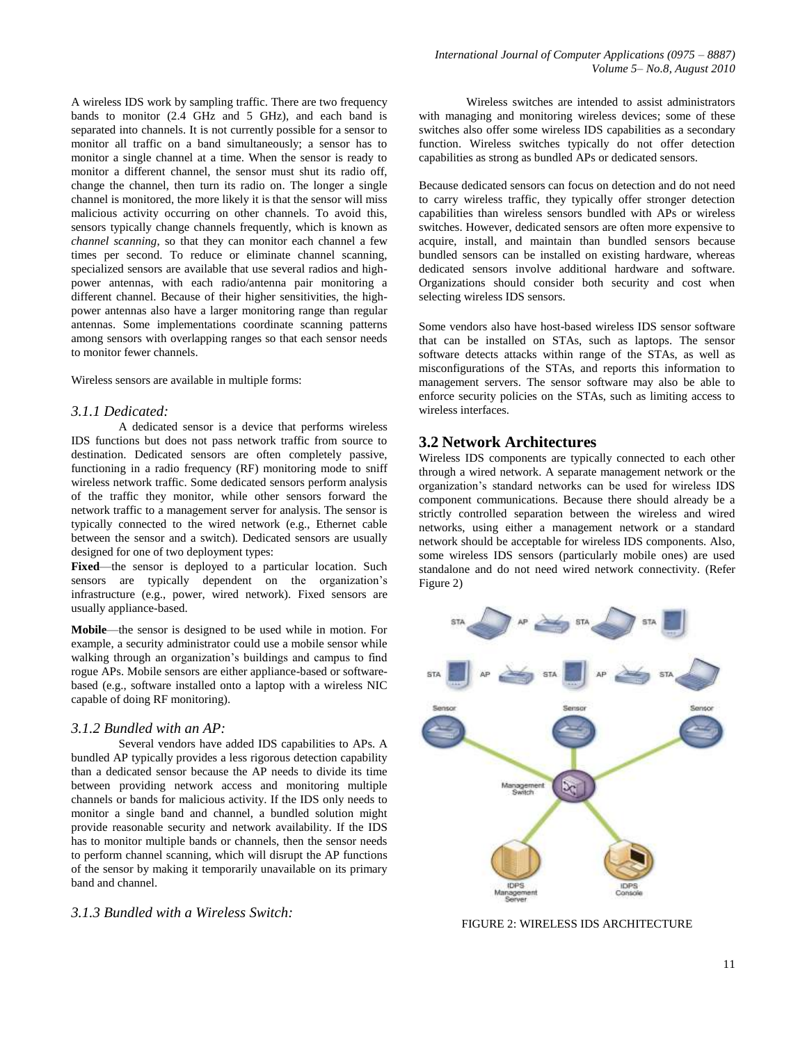A wireless IDS work by sampling traffic. There are two frequency bands to monitor (2.4 GHz and 5 GHz), and each band is separated into channels. It is not currently possible for a sensor to monitor all traffic on a band simultaneously; a sensor has to monitor a single channel at a time. When the sensor is ready to monitor a different channel, the sensor must shut its radio off, change the channel, then turn its radio on. The longer a single channel is monitored, the more likely it is that the sensor will miss malicious activity occurring on other channels. To avoid this, sensors typically change channels frequently, which is known as *channel scanning*, so that they can monitor each channel a few times per second. To reduce or eliminate channel scanning, specialized sensors are available that use several radios and high-power antennas, with each radio/antenna pair monitoring a different channel. Because of their higher sensitivities, the high-power antennas also have a larger monitoring range than regular antennas. Some implementations coordinate scanning patterns among sensors with overlapping ranges so that each sensor needs to monitor fewer channels.

Wireless sensors are available in multiple forms:

### *3.1.1 Dedicated:*

A dedicated sensor is a device that performs wireless IDS functions but does not pass network traffic from source to destination. Dedicated sensors are often completely passive, functioning in a radio frequency (RF) monitoring mode to sniff wireless network traffic. Some dedicated sensors perform analysis of the traffic they monitor, while other sensors forward the network traffic to a management server for analysis. The sensor is typically connected to the wired network (e.g., Ethernet cable between the sensor and a switch). Dedicated sensors are usually designed for one of two deployment types:

**Fixed**—the sensor is deployed to a particular location. Such sensors are typically dependent on the organization's infrastructure (e.g., power, wired network). Fixed sensors are usually appliance-based.

**Mobile**—the sensor is designed to be used while in motion. For example, a security administrator could use a mobile sensor while walking through an organization's buildings and campus to find rogue APs. Mobile sensors are either appliance-based or software-based (e.g., software installed onto a laptop with a wireless NIC capable of doing RF monitoring).

### *3.1.2 Bundled with an AP:*

Several vendors have added IDS capabilities to APs. A bundled AP typically provides a less rigorous detection capability than a dedicated sensor because the AP needs to divide its time between providing network access and monitoring multiple channels or bands for malicious activity. If the IDS only needs to monitor a single band and channel, a bundled solution might provide reasonable security and network availability. If the IDS has to monitor multiple bands or channels, then the sensor needs to perform channel scanning, which will disrupt the AP functions of the sensor by making it temporarily unavailable on its primary band and channel.

### *3.1.3 Bundled with a Wireless Switch:*

Wireless switches are intended to assist administrators with managing and monitoring wireless devices; some of these switches also offer some wireless IDS capabilities as a secondary function. Wireless switches typically do not offer detection capabilities as strong as bundled APs or dedicated sensors.

Because dedicated sensors can focus on detection and do not need to carry wireless traffic, they typically offer stronger detection capabilities than wireless sensors bundled with APs or wireless switches. However, dedicated sensors are often more expensive to acquire, install, and maintain than bundled sensors because bundled sensors can be installed on existing hardware, whereas dedicated sensors involve additional hardware and software. Organizations should consider both security and cost when selecting wireless IDS sensors.

Some vendors also have host-based wireless IDS sensor software that can be installed on STAs, such as laptops. The sensor software detects attacks within range of the STAs, as well as misconfigurations of the STAs, and reports this information to management servers. The sensor software may also be able to enforce security policies on the STAs, such as limiting access to wireless interfaces.

## 3.2 Network Architectures

Wireless IDS components are typically connected to each other through a wired network. A separate management network or the organization's standard networks can be used for wireless IDS component communications. Because there should already be a strictly controlled separation between the wireless and wired networks, using either a management network or a standard network should be acceptable for wireless IDS components. Also, some wireless IDS sensors (particularly mobile ones) are used standalone and do not need wired network connectivity. (Refer Figure 2)

FIGURE 2: WIRELESS IDS ARCHITECTURE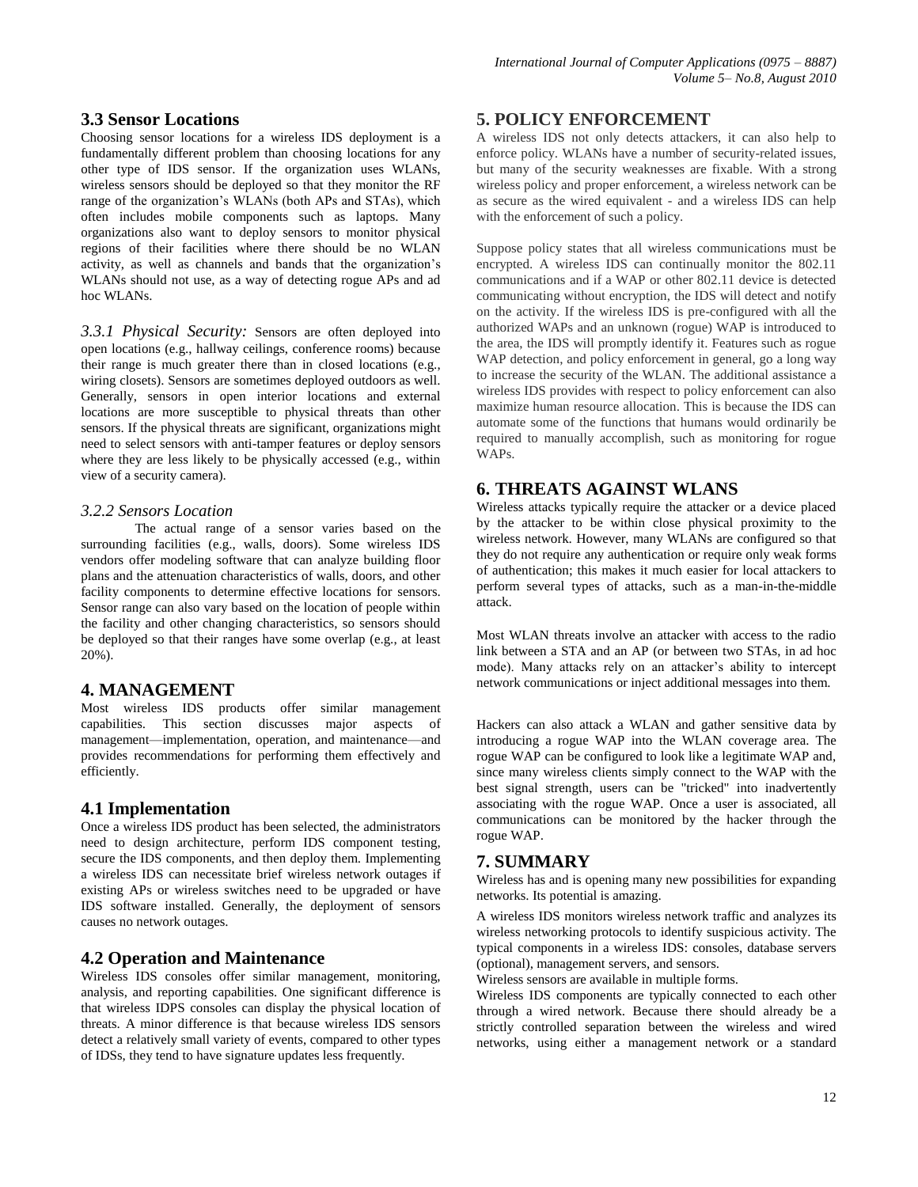## 3.3 Sensor Locations

Choosing sensor locations for a wireless IDS deployment is a fundamentally different problem than choosing locations for any other type of IDS sensor. If the organization uses WLANs, wireless sensors should be deployed so that they monitor the RF range of the organization's WLANs (both APs and STAs), which often includes mobile components such as laptops. Many organizations also want to deploy sensors to monitor physical regions of their facilities where there should be no WLAN activity, as well as channels and bands that the organization's WLANs should not use, as a way of detecting rogue APs and ad hoc WLANs.

*3.3.1 Physical Security:* Sensors are often deployed into open locations (e.g., hallway ceilings, conference rooms) because their range is much greater there than in closed locations (e.g., wiring closets). Sensors are sometimes deployed outdoors as well. Generally, sensors in open interior locations and external locations are more susceptible to physical threats than other sensors. If the physical threats are significant, organizations might need to select sensors with anti-tamper features or deploy sensors where they are less likely to be physically accessed (e.g., within view of a security camera).

*3.2.2 Sensors Location*

The actual range of a sensor varies based on the surrounding facilities (e.g., walls, doors). Some wireless IDS vendors offer modeling software that can analyze building floor plans and the attenuation characteristics of walls, doors, and other facility components to determine effective locations for sensors. Sensor range can also vary based on the location of people within the facility and other changing characteristics, so sensors should be deployed so that their ranges have some overlap (e.g., at least 20%).

# 4. MANAGEMENT

Most wireless IDS products offer similar management capabilities. This section discusses major aspects of management—implementation, operation, and maintenance—and provides recommendations for performing them effectively and efficiently.

## 4.1 Implementation

Once a wireless IDS product has been selected, the administrators need to design architecture, perform IDS component testing, secure the IDS components, and then deploy them. Implementing a wireless IDS can necessitate brief wireless network outages if existing APs or wireless switches need to be upgraded or have IDS software installed. Generally, the deployment of sensors causes no network outages.

## 4.2 Operation and Maintenance

Wireless IDS consoles offer similar management, monitoring, analysis, and reporting capabilities. One significant difference is that wireless IDPS consoles can display the physical location of threats. A minor difference is that because wireless IDS sensors detect a relatively small variety of events, compared to other types of IDSs, they tend to have signature updates less frequently.

# 5. POLICY ENFORCEMENT

A wireless IDS not only detects attackers, it can also help to enforce policy. WLANs have a number of security-related issues, but many of the security weaknesses are fixable. With a strong wireless policy and proper enforcement, a wireless network can be as secure as the wired equivalent - and a wireless IDS can help with the enforcement of such a policy.

Suppose policy states that all wireless communications must be encrypted. A wireless IDS can continually monitor the 802.11 communications and if a WAP or other 802.11 device is detected communicating without encryption, the IDS will detect and notify on the activity. If the wireless IDS is pre-configured with all the authorized WAPs and an unknown (rogue) WAP is introduced to the area, the IDS will promptly identify it. Features such as rogue WAP detection, and policy enforcement in general, go a long way to increase the security of the WLAN. The additional assistance a wireless IDS provides with respect to policy enforcement can also maximize human resource allocation. This is because the IDS can automate some of the functions that humans would ordinarily be required to manually accomplish, such as monitoring for rogue WAPs.

# 6. THREATS AGAINST WLANS

Wireless attacks typically require the attacker or a device placed by the attacker to be within close physical proximity to the wireless network. However, many WLANs are configured so that they do not require any authentication or require only weak forms of authentication; this makes it much easier for local attackers to perform several types of attacks, such as a man-in-the-middle attack.

Most WLAN threats involve an attacker with access to the radio link between a STA and an AP (or between two STAs, in ad hoc mode). Many attacks rely on an attacker's ability to intercept network communications or inject additional messages into them.

Hackers can also attack a WLAN and gather sensitive data by introducing a rogue WAP into the WLAN coverage area. The rogue WAP can be configured to look like a legitimate WAP and, since many wireless clients simply connect to the WAP with the best signal strength, users can be "tricked" into inadvertently associating with the rogue WAP. Once a user is associated, all communications can be monitored by the hacker through the rogue WAP.

# 7. SUMMARY

Wireless has and is opening many new possibilities for expanding networks. Its potential is amazing.

A wireless IDS monitors wireless network traffic and analyzes its wireless networking protocols to identify suspicious activity. The typical components in a wireless IDS: consoles, database servers (optional), management servers, and sensors.

Wireless sensors are available in multiple forms.

Wireless IDS components are typically connected to each other through a wired network. Because there should already be a strictly controlled separation between the wireless and wired networks, using either a management network or a standard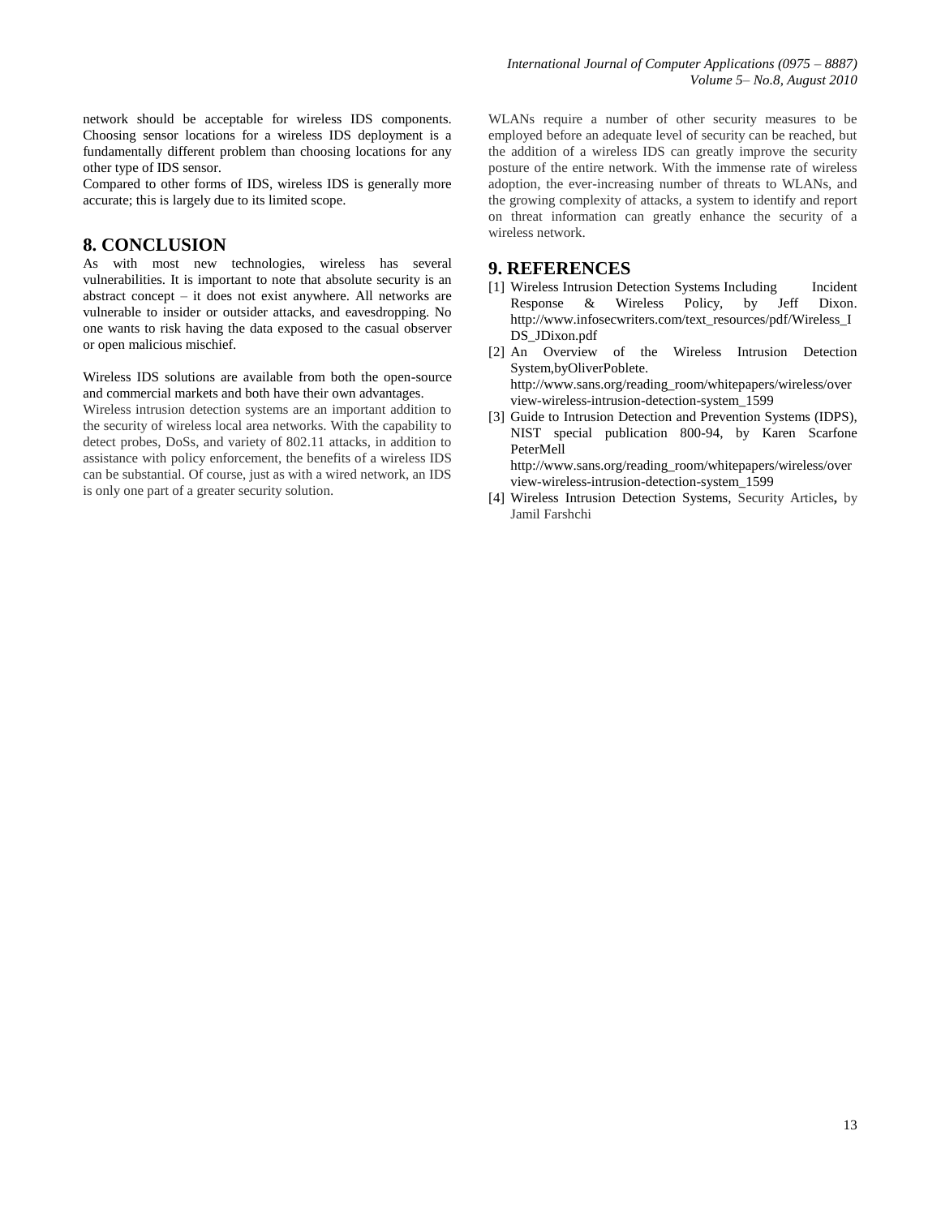network should be acceptable for wireless IDS components. Choosing sensor locations for a wireless IDS deployment is a fundamentally different problem than choosing locations for any other type of IDS sensor.

Compared to other forms of IDS, wireless IDS is generally more accurate; this is largely due to its limited scope.

## 8. CONCLUSION

As with most new technologies, wireless has several vulnerabilities. It is important to note that absolute security is an abstract concept – it does not exist anywhere. All networks are vulnerable to insider or outsider attacks, and eavesdropping. No one wants to risk having the data exposed to the casual observer or open malicious mischief.

Wireless IDS solutions are available from both the open-source and commercial markets and both have their own advantages.

Wireless intrusion detection systems are an important addition to the security of wireless local area networks. With the capability to detect probes, DoSs, and variety of 802.11 attacks, in addition to assistance with policy enforcement, the benefits of a wireless IDS can be substantial. Of course, just as with a wired network, an IDS is only one part of a greater security solution.

WLANs require a number of other security measures to be employed before an adequate level of security can be reached, but the addition of a wireless IDS can greatly improve the security posture of the entire network. With the immense rate of wireless adoption, the ever-increasing number of threats to WLANs, and the growing complexity of attacks, a system to identify and report on threat information can greatly enhance the security of a wireless network.

## 9. REFERENCES

[1] Wireless Intrusion Detection Systems Including Incident Response & Wireless Policy, by Jeff Dixon. http://www.infosecwriters.com/text_resources/pdf/Wireless_IDS_JDixon.pdf

[2] An Overview of the Wireless Intrusion Detection System,byOliverPoblete. http://www.sans.org/reading_room/whitepapers/wireless/overview-wireless-intrusion-detection-system_1599

[3] Guide to Intrusion Detection and Prevention Systems (IDPS), NIST special publication 800-94, by Karen Scarfone PeterMell http://www.sans.org/reading_room/whitepapers/wireless/overview-wireless-intrusion-detection-system_1599

[4] Wireless Intrusion Detection Systems, Security Articles, by Jamil Farshchi